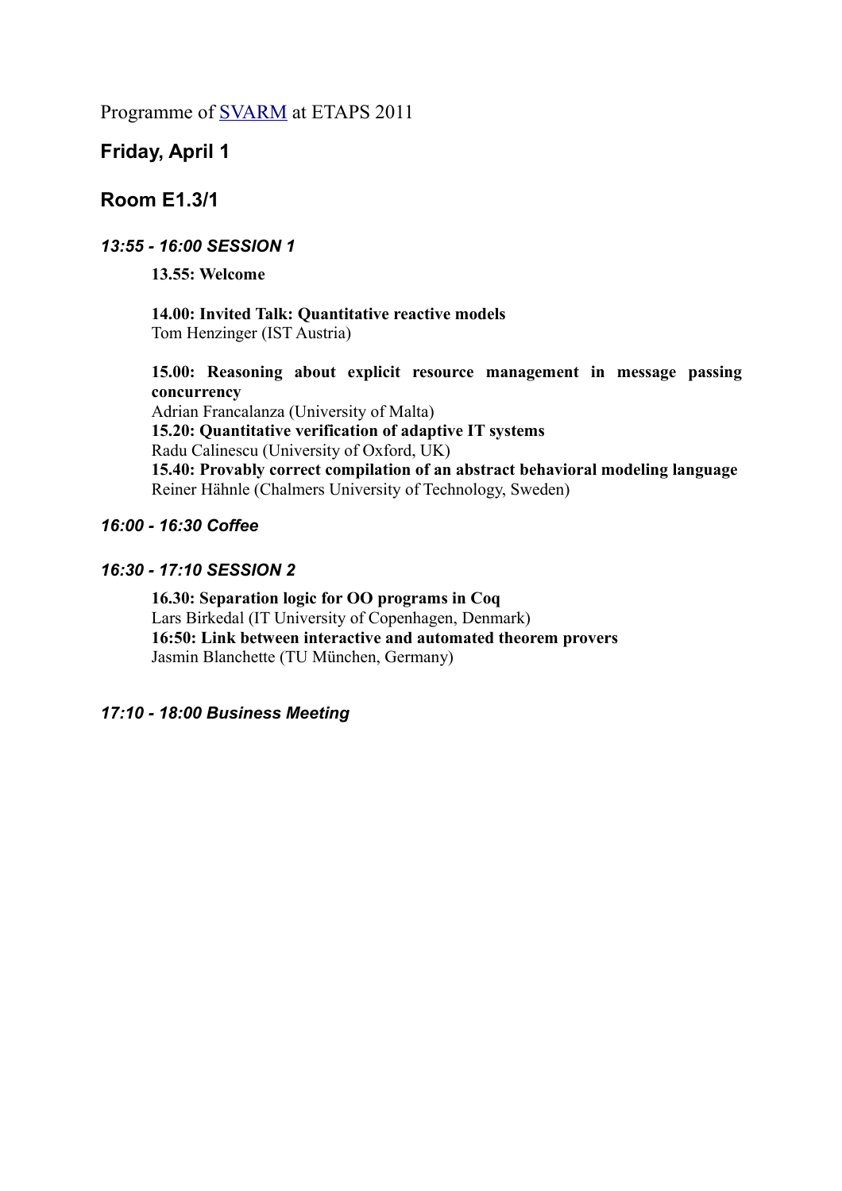Programme of [SVARM](SVARM) at ETAPS 2011

## Friday, April 1

## Room E1.3/1

### *13:55 - 16:00 SESSION 1*

**13.55: Welcome**

**14.00: Invited Talk: Quantitative reactive models**
Tom Henzinger (IST Austria)

**15.00: Reasoning about explicit resource management in message passing concurrency**
Adrian Francalanza (University of Malta)
**15.20: Quantitative verification of adaptive IT systems**
Radu Calinescu (University of Oxford, UK)
**15.40: Provably correct compilation of an abstract behavioral modeling language**
Reiner Hähnle (Chalmers University of Technology, Sweden)

### *16:00 - 16:30 Coffee*

### *16:30 - 17:10 SESSION 2*

**16.30: Separation logic for OO programs in Coq**
Lars Birkedal (IT University of Copenhagen, Denmark)
**16:50: Link between interactive and automated theorem provers**
Jasmin Blanchette (TU München, Germany)

### *17:10 - 18:00 Business Meeting*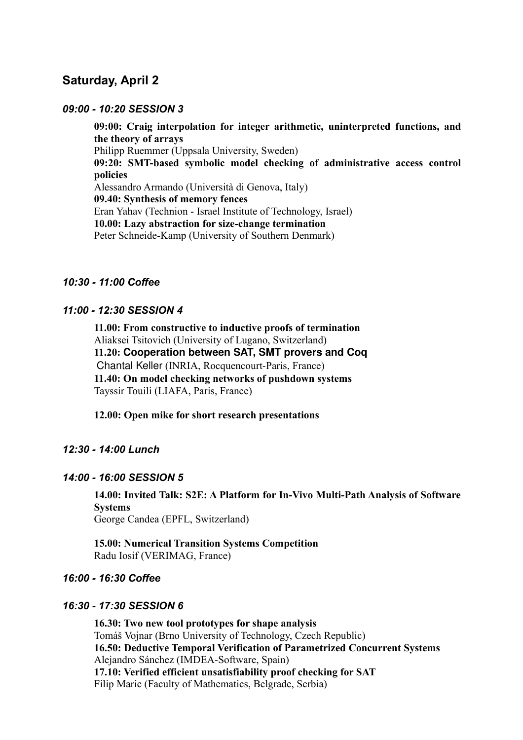## Saturday, April 2

### *09:00 - 10:20 SESSION 3*

**09:00: Craig interpolation for integer arithmetic, uninterpreted functions, and the theory of arrays**
Philipp Ruemmer (Uppsala University, Sweden)
**09:20: SMT-based symbolic model checking of administrative access control policies**
Alessandro Armando (Università di Genova, Italy)
**09.40: Synthesis of memory fences**
Eran Yahav (Technion - Israel Institute of Technology, Israel)
**10.00: Lazy abstraction for size-change termination**
Peter Schneide-Kamp (University of Southern Denmark)

### *10:30 - 11:00 Coffee*

### *11:00 - 12:30 SESSION 4*

**11.00: From constructive to inductive proofs of termination**
Aliaksei Tsitovich (University of Lugano, Switzerland)
**11.20: Cooperation between SAT, SMT provers and Coq**
Chantal Keller (INRIA, Rocquencourt-Paris, France)
**11.40: On model checking networks of pushdown systems**
Tayssir Touili (LIAFA, Paris, France)

**12.00: Open mike for short research presentations**

### *12:30 - 14:00 Lunch*

### *14:00 - 16:00 SESSION 5*

**14.00: Invited Talk: S2E: A Platform for In-Vivo Multi-Path Analysis of Software Systems**
George Candea (EPFL, Switzerland)

**15.00: Numerical Transition Systems Competition**
Radu Iosif (VERIMAG, France)

### *16:00 - 16:30 Coffee*

### *16:30 - 17:30 SESSION 6*

**16.30: Two new tool prototypes for shape analysis**
Tomáš Vojnar (Brno University of Technology, Czech Republic)
**16.50: Deductive Temporal Verification of Parametrized Concurrent Systems**
Alejandro Sánchez (IMDEA-Software, Spain)
**17.10: Verified efficient unsatisfiability proof checking for SAT**
Filip Maric (Faculty of Mathematics, Belgrade, Serbia)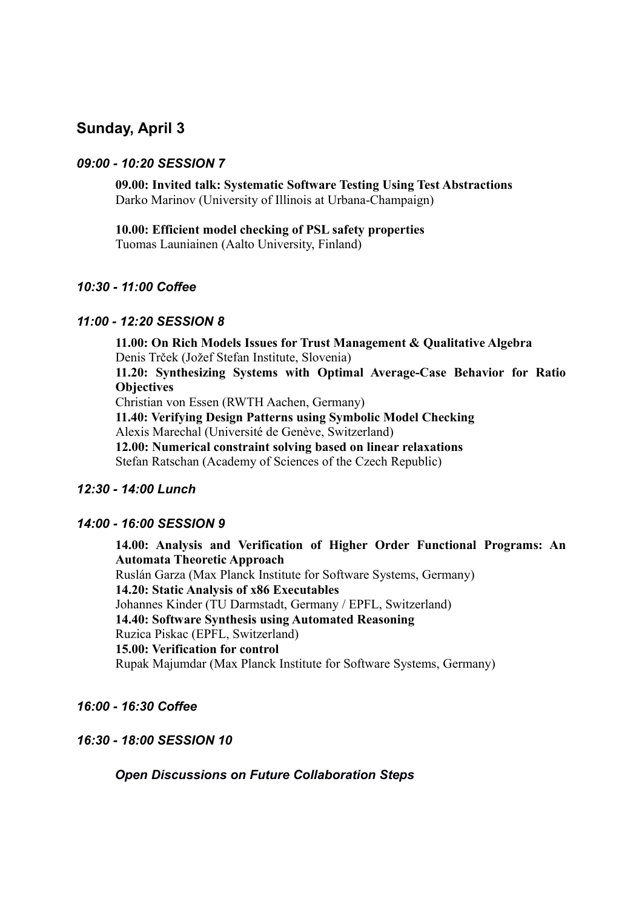## Sunday, April 3

### *09:00 - 10:20 SESSION 7*

**09.00: Invited talk: Systematic Software Testing Using Test Abstractions**
Darko Marinov (University of Illinois at Urbana-Champaign)

**10.00: Efficient model checking of PSL safety properties**
Tuomas Launiainen (Aalto University, Finland)

### *10:30 - 11:00 Coffee*

### *11:00 - 12:20 SESSION 8*

**11.00: On Rich Models Issues for Trust Management & Qualitative Algebra**
Denis Trček (Jožef Stefan Institute, Slovenia)
**11.20: Synthesizing Systems with Optimal Average-Case Behavior for Ratio Objectives**
Christian von Essen (RWTH Aachen, Germany)
**11.40: Verifying Design Patterns using Symbolic Model Checking**
Alexis Marechal (Université de Genève, Switzerland)
**12.00: Numerical constraint solving based on linear relaxations**
Stefan Ratschan (Academy of Sciences of the Czech Republic)

### *12:30 - 14:00 Lunch*

### *14:00 - 16:00 SESSION 9*

**14.00: Analysis and Verification of Higher Order Functional Programs: An Automata Theoretic Approach**
Ruslán Garza (Max Planck Institute for Software Systems, Germany)
**14.20: Static Analysis of x86 Executables**
Johannes Kinder (TU Darmstadt, Germany / EPFL, Switzerland)
**14.40: Software Synthesis using Automated Reasoning**
Ruzica Piskac (EPFL, Switzerland)
**15.00: Verification for control**
Rupak Majumdar (Max Planck Institute for Software Systems, Germany)

### *16:00 - 16:30 Coffee*

### *16:30 - 18:00 SESSION 10*

***Open Discussions on Future Collaboration Steps***